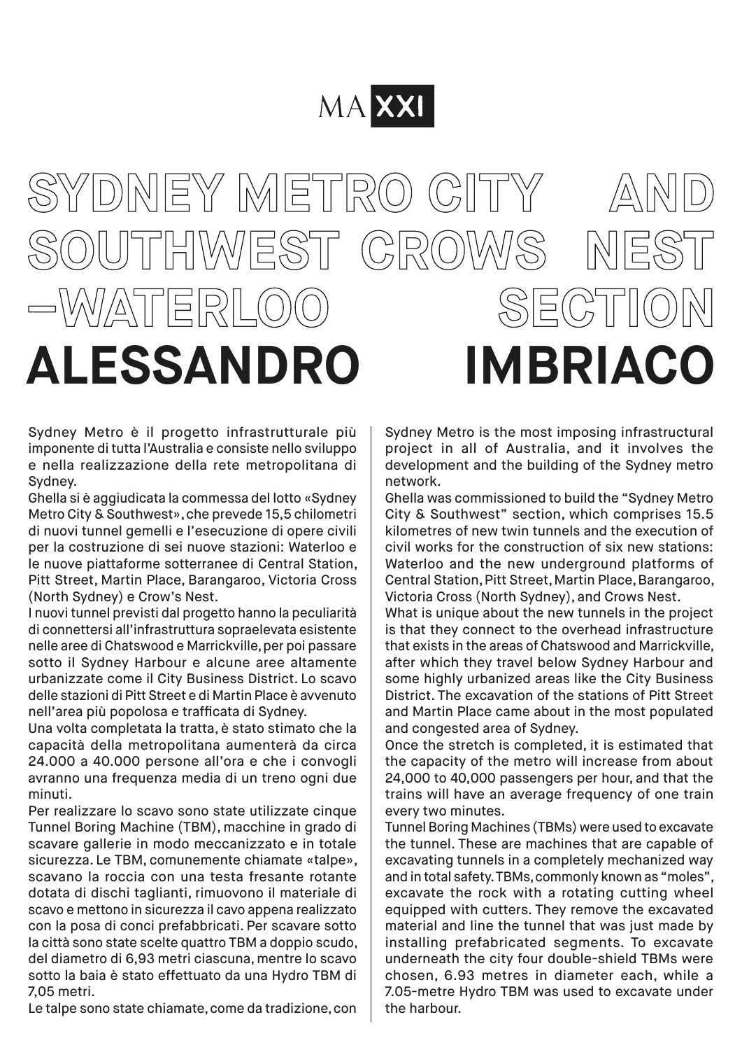MAXXI

# SYDNEY METRO CITY AND SOUTHWEST CROWS NEST –WATERLOO SECTION

# ALESSANDRO IMBRIACO

Sydney Metro è il progetto infrastrutturale più imponente di tutta l'Australia e consiste nello sviluppo e nella realizzazione della rete metropolitana di Sydney.

Ghella si è aggiudicata la commessa del lotto «Sydney Metro City & Southwest», che prevede 15,5 chilometri di nuovi tunnel gemelli e l'esecuzione di opere civili per la costruzione di sei nuove stazioni: Waterloo e le nuove piattaforme sotterranee di Central Station, Pitt Street, Martin Place, Barangaroo, Victoria Cross (North Sydney) e Crow's Nest.

I nuovi tunnel previsti dal progetto hanno la peculiarità di connettersi all'infrastruttura sopraelevata esistente nelle aree di Chatswood e Marrickville, per poi passare sotto il Sydney Harbour e alcune aree altamente urbanizzate come il City Business District. Lo scavo delle stazioni di Pitt Street e di Martin Place è avvenuto nell'area più popolosa e trafficata di Sydney.

Una volta completata la tratta, è stato stimato che la capacità della metropolitana aumenterà da circa 24.000 a 40.000 persone all'ora e che i convogli avranno una frequenza media di un treno ogni due minuti.

Per realizzare lo scavo sono state utilizzate cinque Tunnel Boring Machine (TBM), macchine in grado di scavare gallerie in modo meccanizzato e in totale sicurezza. Le TBM, comunemente chiamate «talpe», scavano la roccia con una testa fresante rotante dotata di dischi taglianti, rimuovono il materiale di scavo e mettono in sicurezza il cavo appena realizzato con la posa di conci prefabbricati. Per scavare sotto la città sono state scelte quattro TBM a doppio scudo, del diametro di 6,93 metri ciascuna, mentre lo scavo sotto la baia è stato effettuato da una Hydro TBM di 7,05 metri.

Le talpe sono state chiamate, come da tradizione, con

Sydney Metro is the most imposing infrastructural project in all of Australia, and it involves the development and the building of the Sydney metro network.

Ghella was commissioned to build the "Sydney Metro City & Southwest" section, which comprises 15.5 kilometres of new twin tunnels and the execution of civil works for the construction of six new stations: Waterloo and the new underground platforms of Central Station, Pitt Street, Martin Place, Barangaroo, Victoria Cross (North Sydney), and Crows Nest.

What is unique about the new tunnels in the project is that they connect to the overhead infrastructure that exists in the areas of Chatswood and Marrickville, after which they travel below Sydney Harbour and some highly urbanized areas like the City Business District. The excavation of the stations of Pitt Street and Martin Place came about in the most populated and congested area of Sydney.

Once the stretch is completed, it is estimated that the capacity of the metro will increase from about 24,000 to 40,000 passengers per hour, and that the trains will have an average frequency of one train every two minutes.

Tunnel Boring Machines (TBMs) were used to excavate the tunnel. These are machines that are capable of excavating tunnels in a completely mechanized way and in total safety. TBMs, commonly known as "moles", excavate the rock with a rotating cutting wheel equipped with cutters. They remove the excavated material and line the tunnel that was just made by installing prefabricated segments. To excavate underneath the city four double-shield TBMs were chosen, 6.93 metres in diameter each, while a 7.05-metre Hydro TBM was used to excavate under the harbour.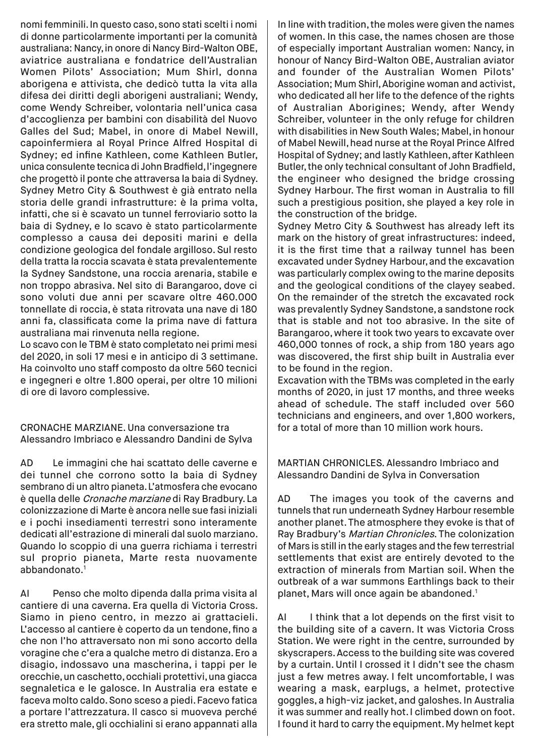nomi femminili. In questo caso, sono stati scelti i nomi di donne particolarmente importanti per la comunità australiana: Nancy, in onore di Nancy Bird-Walton OBE, aviatrice australiana e fondatrice dell'Australian Women Pilots' Association; Mum Shirl, donna aborigena e attivista, che dedicò tutta la vita alla difesa dei diritti degli aborigeni australiani; Wendy, come Wendy Schreiber, volontaria nell'unica casa d'accoglienza per bambini con disabilità del Nuovo Galles del Sud; Mabel, in onore di Mabel Newill, capoinfermiera al Royal Prince Alfred Hospital di Sydney; ed infine Kathleen, come Kathleen Butler, unica consulente tecnica di John Bradfield, l'ingegnere che progettò il ponte che attraversa la baia di Sydney. Sydney Metro City & Southwest è già entrato nella storia delle grandi infrastrutture: è la prima volta, infatti, che si è scavato un tunnel ferroviario sotto la baia di Sydney, e lo scavo è stato particolarmente complesso a causa dei depositi marini e della condizione geologica del fondale argilloso. Sul resto della tratta la roccia scavata è stata prevalentemente la Sydney Sandstone, una roccia arenaria, stabile e non troppo abrasiva. Nel sito di Barangaroo, dove ci sono voluti due anni per scavare oltre 460.000 tonnellate di roccia, è stata ritrovata una nave di 180 anni fa, classificata come la prima nave di fattura australiana mai rinvenuta nella regione.

Lo scavo con le TBM è stato completato nei primi mesi del 2020, in soli 17 mesi e in anticipo di 3 settimane. Ha coinvolto uno staff composto da oltre 560 tecnici e ingegneri e oltre 1.800 operai, per oltre 10 milioni di ore di lavoro complessive.

CRONACHE MARZIANE. Una conversazione tra Alessandro Imbriaco e Alessandro Dandini de Sylva

AD Le immagini che hai scattato delle caverne e dei tunnel che corrono sotto la baia di Sydney sembrano di un altro pianeta. L'atmosfera che evocano è quella delle *Cronache marziane* di Ray Bradbury. La colonizzazione di Marte è ancora nelle sue fasi iniziali e i pochi insediamenti terrestri sono interamente dedicati all'estrazione di minerali dal suolo marziano. Quando lo scoppio di una guerra richiama i terrestri sul proprio pianeta, Marte resta nuovamente abbandonato.[1]

AI Penso che molto dipenda dalla prima visita al cantiere di una caverna. Era quella di Victoria Cross. Siamo in pieno centro, in mezzo ai grattacieli. L'accesso al cantiere è coperto da un tendone, fino a che non l'ho attraversato non mi sono accorto della voragine che c'era a qualche metro di distanza. Ero a disagio, indossavo una mascherina, i tappi per le orecchie, un caschetto, occhiali protettivi, una giacca segnaletica e le galosce. In Australia era estate e faceva molto caldo. Sono sceso a piedi. Facevo fatica a portare l'attrezzatura. Il casco si muoveva perché era stretto male, gli occhialini si erano appannati alla

In line with tradition, the moles were given the names of women. In this case, the names chosen are those of especially important Australian women: Nancy, in honour of Nancy Bird-Walton OBE, Australian aviator and founder of the Australian Women Pilots' Association; Mum Shirl, Aborigine woman and activist, who dedicated all her life to the defence of the rights of Australian Aborigines; Wendy, after Wendy Schreiber, volunteer in the only refuge for children with disabilities in New South Wales; Mabel, in honour of Mabel Newill, head nurse at the Royal Prince Alfred Hospital of Sydney; and lastly Kathleen, after Kathleen Butler, the only technical consultant of John Bradfield, the engineer who designed the bridge crossing Sydney Harbour. The first woman in Australia to fill such a prestigious position, she played a key role in the construction of the bridge.

Sydney Metro City & Southwest has already left its mark on the history of great infrastructures: indeed, it is the first time that a railway tunnel has been excavated under Sydney Harbour, and the excavation was particularly complex owing to the marine deposits and the geological conditions of the clayey seabed. On the remainder of the stretch the excavated rock was prevalently Sydney Sandstone, a sandstone rock that is stable and not too abrasive. In the site of Barangaroo, where it took two years to excavate over 460,000 tonnes of rock, a ship from 180 years ago was discovered, the first ship built in Australia ever to be found in the region.

Excavation with the TBMs was completed in the early months of 2020, in just 17 months, and three weeks ahead of schedule. The staff included over 560 technicians and engineers, and over 1,800 workers, for a total of more than 10 million work hours.

MARTIAN CHRONICLES. Alessandro Imbriaco and Alessandro Dandini de Sylva in Conversation

AD The images you took of the caverns and tunnels that run underneath Sydney Harbour resemble another planet. The atmosphere they evoke is that of Ray Bradbury's *Martian Chronicles*. The colonization of Mars is still in the early stages and the few terrestrial settlements that exist are entirely devoted to the extraction of minerals from Martian soil. When the outbreak of a war summons Earthlings back to their planet, Mars will once again be abandoned.[1]

AI I think that a lot depends on the first visit to the building site of a cavern. It was Victoria Cross Station. We were right in the centre, surrounded by skyscrapers. Access to the building site was covered by a curtain. Until I crossed it I didn't see the chasm just a few metres away. I felt uncomfortable, I was wearing a mask, earplugs, a helmet, protective goggles, a high-viz jacket, and galoshes. In Australia it was summer and really hot. I climbed down on foot. I found it hard to carry the equipment. My helmet kept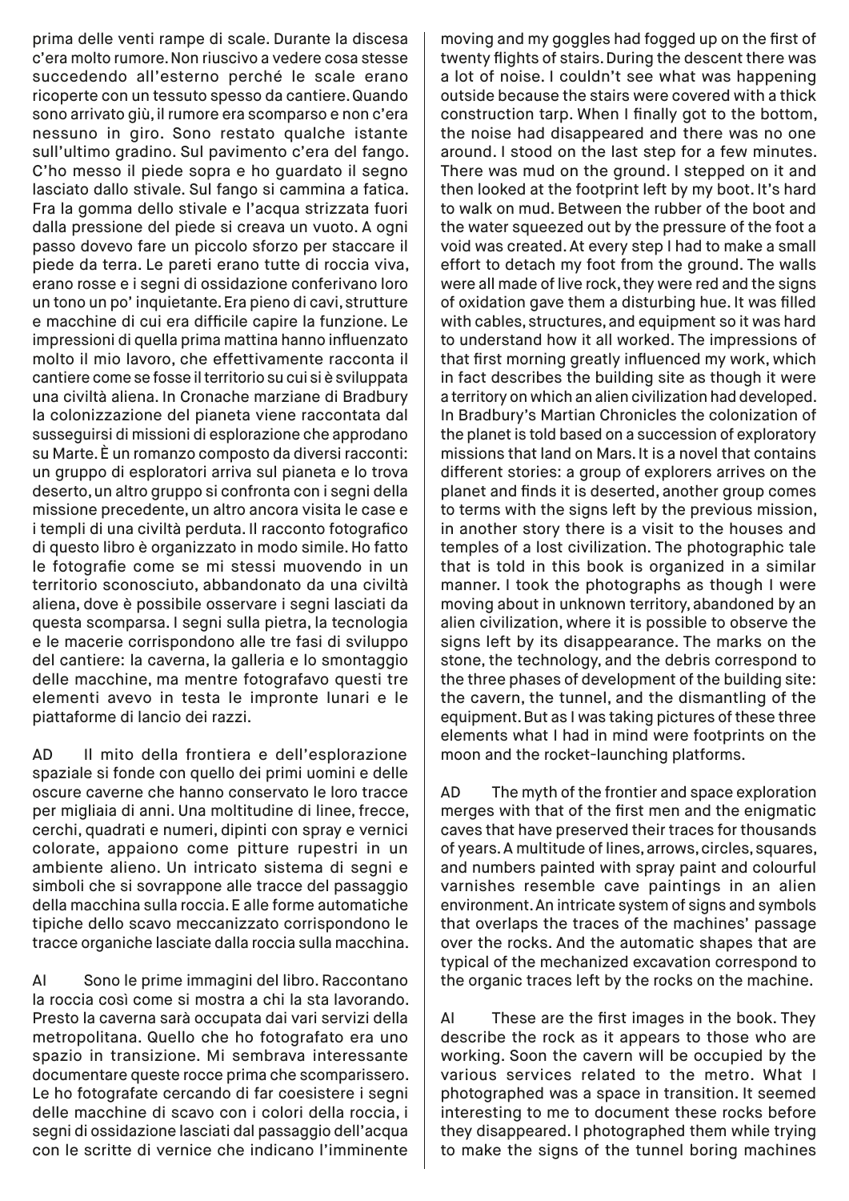prima delle venti rampe di scale. Durante la discesa c'era molto rumore. Non riuscivo a vedere cosa stesse succedendo all'esterno perché le scale erano ricoperte con un tessuto spesso da cantiere. Quando sono arrivato giù, il rumore era scomparso e non c'era nessuno in giro. Sono restato qualche istante sull'ultimo gradino. Sul pavimento c'era del fango. C'ho messo il piede sopra e ho guardato il segno lasciato dallo stivale. Sul fango si cammina a fatica. Fra la gomma dello stivale e l'acqua strizzata fuori dalla pressione del piede si creava un vuoto. A ogni passo dovevo fare un piccolo sforzo per staccare il piede da terra. Le pareti erano tutte di roccia viva, erano rosse e i segni di ossidazione conferivano loro un tono un po' inquietante. Era pieno di cavi, strutture e macchine di cui era difficile capire la funzione. Le impressioni di quella prima mattina hanno influenzato molto il mio lavoro, che effettivamente racconta il cantiere come se fosse il territorio su cui si è sviluppata una civiltà aliena. In Cronache marziane di Bradbury la colonizzazione del pianeta viene raccontata dal susseguirsi di missioni di esplorazione che approdano su Marte. È un romanzo composto da diversi racconti: un gruppo di esploratori arriva sul pianeta e lo trova deserto, un altro gruppo si confronta con i segni della missione precedente, un altro ancora visita le case e i templi di una civiltà perduta. Il racconto fotografico di questo libro è organizzato in modo simile. Ho fatto le fotografie come se mi stessi muovendo in un territorio sconosciuto, abbandonato da una civiltà aliena, dove è possibile osservare i segni lasciati da questa scomparsa. I segni sulla pietra, la tecnologia e le macerie corrispondono alle tre fasi di sviluppo del cantiere: la caverna, la galleria e lo smontaggio delle macchine, ma mentre fotografavo questi tre elementi avevo in testa le impronte lunari e le piattaforme di lancio dei razzi.

AD Il mito della frontiera e dell'esplorazione spaziale si fonde con quello dei primi uomini e delle oscure caverne che hanno conservato le loro tracce per migliaia di anni. Una moltitudine di linee, frecce, cerchi, quadrati e numeri, dipinti con spray e vernici colorate, appaiono come pitture rupestri in un ambiente alieno. Un intricato sistema di segni e simboli che si sovrappone alle tracce del passaggio della macchina sulla roccia. E alle forme automatiche tipiche dello scavo meccanizzato corrispondono le tracce organiche lasciate dalla roccia sulla macchina.

AI Sono le prime immagini del libro. Raccontano la roccia così come si mostra a chi la sta lavorando. Presto la caverna sarà occupata dai vari servizi della metropolitana. Quello che ho fotografato era uno spazio in transizione. Mi sembrava interessante documentare queste rocce prima che scomparissero. Le ho fotografate cercando di far coesistere i segni delle macchine di scavo con i colori della roccia, i segni di ossidazione lasciati dal passaggio dell'acqua con le scritte di vernice che indicano l'imminente

moving and my goggles had fogged up on the first of twenty flights of stairs. During the descent there was a lot of noise. I couldn't see what was happening outside because the stairs were covered with a thick construction tarp. When I finally got to the bottom, the noise had disappeared and there was no one around. I stood on the last step for a few minutes. There was mud on the ground. I stepped on it and then looked at the footprint left by my boot. It's hard to walk on mud. Between the rubber of the boot and the water squeezed out by the pressure of the foot a void was created. At every step I had to make a small effort to detach my foot from the ground. The walls were all made of live rock, they were red and the signs of oxidation gave them a disturbing hue. It was filled with cables, structures, and equipment so it was hard to understand how it all worked. The impressions of that first morning greatly influenced my work, which in fact describes the building site as though it were a territory on which an alien civilization had developed. In Bradbury's Martian Chronicles the colonization of the planet is told based on a succession of exploratory missions that land on Mars. It is a novel that contains different stories: a group of explorers arrives on the planet and finds it is deserted, another group comes to terms with the signs left by the previous mission, in another story there is a visit to the houses and temples of a lost civilization. The photographic tale that is told in this book is organized in a similar manner. I took the photographs as though I were moving about in unknown territory, abandoned by an alien civilization, where it is possible to observe the signs left by its disappearance. The marks on the stone, the technology, and the debris correspond to the three phases of development of the building site: the cavern, the tunnel, and the dismantling of the equipment. But as I was taking pictures of these three elements what I had in mind were footprints on the moon and the rocket-launching platforms.

AD The myth of the frontier and space exploration merges with that of the first men and the enigmatic caves that have preserved their traces for thousands of years. A multitude of lines, arrows, circles, squares, and numbers painted with spray paint and colourful varnishes resemble cave paintings in an alien environment. An intricate system of signs and symbols that overlaps the traces of the machines' passage over the rocks. And the automatic shapes that are typical of the mechanized excavation correspond to the organic traces left by the rocks on the machine.

AI These are the first images in the book. They describe the rock as it appears to those who are working. Soon the cavern will be occupied by the various services related to the metro. What I photographed was a space in transition. It seemed interesting to me to document these rocks before they disappeared. I photographed them while trying to make the signs of the tunnel boring machines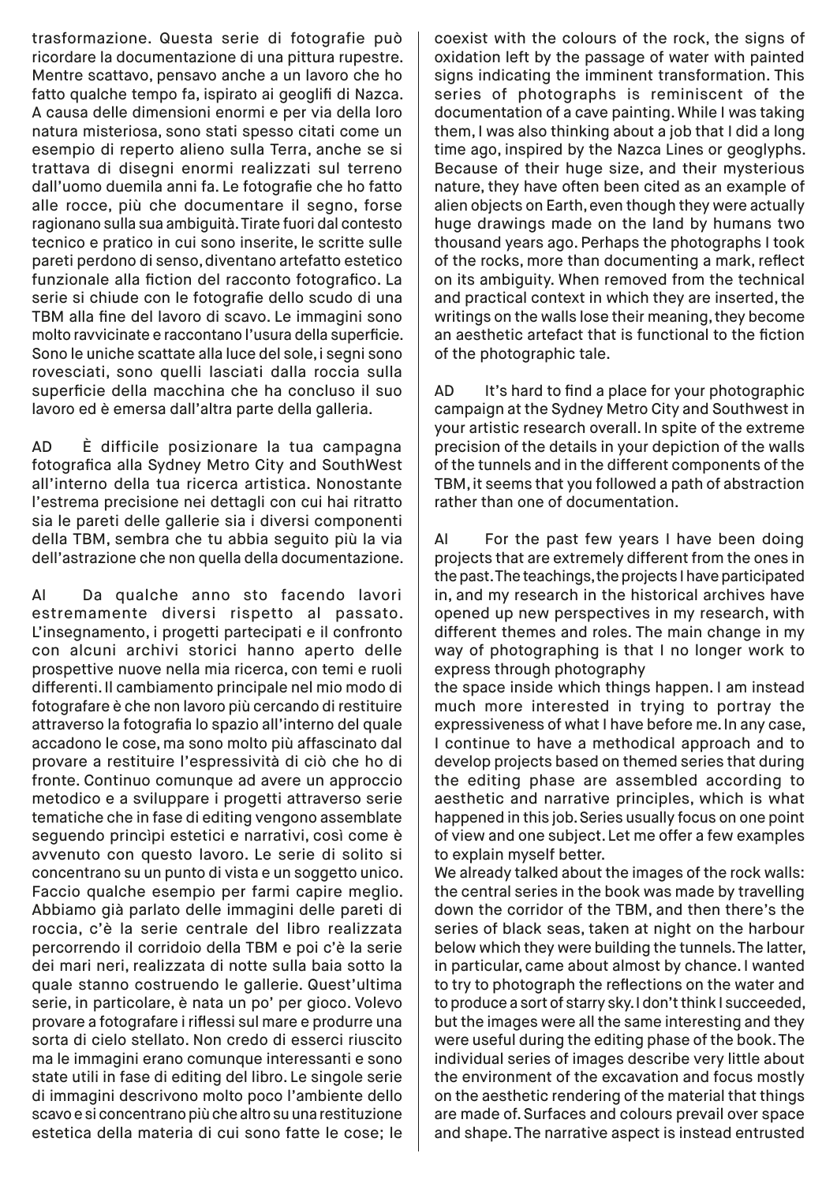trasformazione. Questa serie di fotografie può ricordare la documentazione di una pittura rupestre. Mentre scattavo, pensavo anche a un lavoro che ho fatto qualche tempo fa, ispirato ai geoglifi di Nazca. A causa delle dimensioni enormi e per via della loro natura misteriosa, sono stati spesso citati come un esempio di reperto alieno sulla Terra, anche se si trattava di disegni enormi realizzati sul terreno dall'uomo duemila anni fa. Le fotografie che ho fatto alle rocce, più che documentare il segno, forse ragionano sulla sua ambiguità. Tirate fuori dal contesto tecnico e pratico in cui sono inserite, le scritte sulle pareti perdono di senso, diventano artefatto estetico funzionale alla fiction del racconto fotografico. La serie si chiude con le fotografie dello scudo di una TBM alla fine del lavoro di scavo. Le immagini sono molto ravvicinate e raccontano l'usura della superficie. Sono le uniche scattate alla luce del sole, i segni sono rovesciati, sono quelli lasciati dalla roccia sulla superficie della macchina che ha concluso il suo lavoro ed è emersa dall'altra parte della galleria.

AD  È difficile posizionare la tua campagna fotografica alla Sydney Metro City and SouthWest all'interno della tua ricerca artistica. Nonostante l'estrema precisione nei dettagli con cui hai ritratto sia le pareti delle gallerie sia i diversi componenti della TBM, sembra che tu abbia seguito più la via dell'astrazione che non quella della documentazione.

AI  Da qualche anno sto facendo lavori estremamente diversi rispetto al passato. L'insegnamento, i progetti partecipati e il confronto con alcuni archivi storici hanno aperto delle prospettive nuove nella mia ricerca, con temi e ruoli differenti. Il cambiamento principale nel mio modo di fotografare è che non lavoro più cercando di restituire attraverso la fotografia lo spazio all'interno del quale accadono le cose, ma sono molto più affascinato dal provare a restituire l'espressività di ciò che ho di fronte. Continuo comunque ad avere un approccio metodico e a sviluppare i progetti attraverso serie tematiche che in fase di editing vengono assemblate seguendo princìpi estetici e narrativi, così come è avvenuto con questo lavoro. Le serie di solito si concentrano su un punto di vista e un soggetto unico. Faccio qualche esempio per farmi capire meglio. Abbiamo già parlato delle immagini delle pareti di roccia, c'è la serie centrale del libro realizzata percorrendo il corridoio della TBM e poi c'è la serie dei mari neri, realizzata di notte sulla baia sotto la quale stanno costruendo le gallerie. Quest'ultima serie, in particolare, è nata un po' per gioco. Volevo provare a fotografare i riflessi sul mare e produrre una sorta di cielo stellato. Non credo di esserci riuscito ma le immagini erano comunque interessanti e sono state utili in fase di editing del libro. Le singole serie di immagini descrivono molto poco l'ambiente dello scavo e si concentrano più che altro su una restituzione estetica della materia di cui sono fatte le cose; le

coexist with the colours of the rock, the signs of oxidation left by the passage of water with painted signs indicating the imminent transformation. This series of photographs is reminiscent of the documentation of a cave painting. While I was taking them, I was also thinking about a job that I did a long time ago, inspired by the Nazca Lines or geoglyphs. Because of their huge size, and their mysterious nature, they have often been cited as an example of alien objects on Earth, even though they were actually huge drawings made on the land by humans two thousand years ago. Perhaps the photographs I took of the rocks, more than documenting a mark, reflect on its ambiguity. When removed from the technical and practical context in which they are inserted, the writings on the walls lose their meaning, they become an aesthetic artefact that is functional to the fiction of the photographic tale.

AD  It's hard to find a place for your photographic campaign at the Sydney Metro City and Southwest in your artistic research overall. In spite of the extreme precision of the details in your depiction of the walls of the tunnels and in the different components of the TBM, it seems that you followed a path of abstraction rather than one of documentation.

AI  For the past few years I have been doing projects that are extremely different from the ones in the past. The teachings, the projects I have participated in, and my research in the historical archives have opened up new perspectives in my research, with different themes and roles. The main change in my way of photographing is that I no longer work to express through photography the space inside which things happen. I am instead much more interested in trying to portray the expressiveness of what I have before me. In any case, I continue to have a methodical approach and to develop projects based on themed series that during the editing phase are assembled according to aesthetic and narrative principles, which is what happened in this job. Series usually focus on one point of view and one subject. Let me offer a few examples to explain myself better.
We already talked about the images of the rock walls: the central series in the book was made by travelling down the corridor of the TBM, and then there's the series of black seas, taken at night on the harbour below which they were building the tunnels. The latter, in particular, came about almost by chance. I wanted to try to photograph the reflections on the water and to produce a sort of starry sky. I don't think I succeeded, but the images were all the same interesting and they were useful during the editing phase of the book. The individual series of images describe very little about the environment of the excavation and focus mostly on the aesthetic rendering of the material that things are made of. Surfaces and colours prevail over space and shape. The narrative aspect is instead entrusted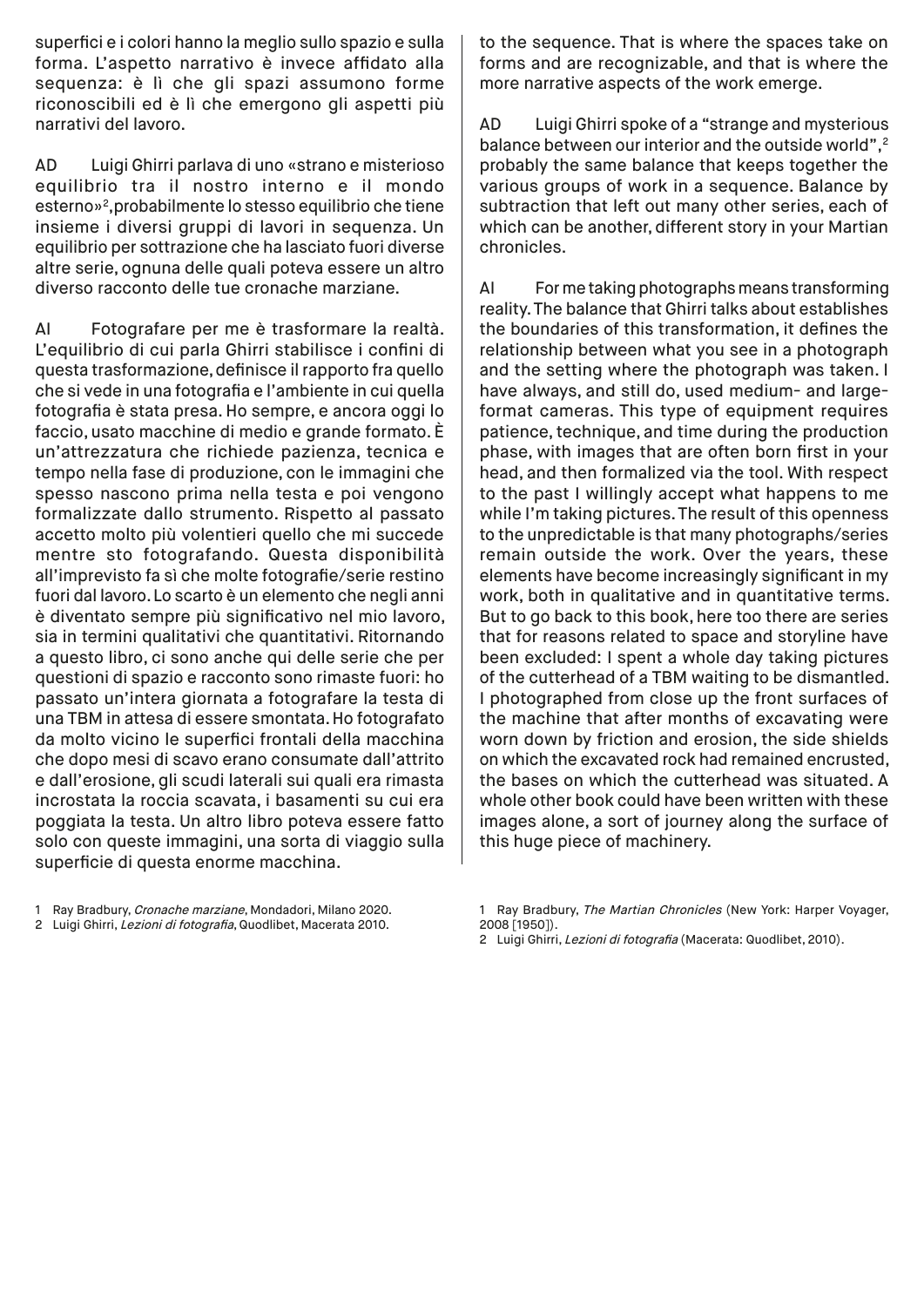superfici e i colori hanno la meglio sullo spazio e sulla forma. L'aspetto narrativo è invece affidato alla sequenza: è lì che gli spazi assumono forme riconoscibili ed è lì che emergono gli aspetti più narrativi del lavoro.

AD Luigi Ghirri parlava di uno «strano e misterioso equilibrio tra il nostro interno e il mondo esterno»[2], probabilmente lo stesso equilibrio che tiene insieme i diversi gruppi di lavori in sequenza. Un equilibrio per sottrazione che ha lasciato fuori diverse altre serie, ognuna delle quali poteva essere un altro diverso racconto delle tue cronache marziane.

AI Fotografare per me è trasformare la realtà. L'equilibrio di cui parla Ghirri stabilisce i confini di questa trasformazione, definisce il rapporto fra quello che si vede in una fotografia e l'ambiente in cui quella fotografia è stata presa. Ho sempre, e ancora oggi lo faccio, usato macchine di medio e grande formato. È un'attrezzatura che richiede pazienza, tecnica e tempo nella fase di produzione, con le immagini che spesso nascono prima nella testa e poi vengono formalizzate dallo strumento. Rispetto al passato accetto molto più volentieri quello che mi succede mentre sto fotografando. Questa disponibilità all'imprevisto fa sì che molte fotografie/serie restino fuori dal lavoro. Lo scarto è un elemento che negli anni è diventato sempre più significativo nel mio lavoro, sia in termini qualitativi che quantitativi. Ritornando a questo libro, ci sono anche qui delle serie che per questioni di spazio e racconto sono rimaste fuori: ho passato un'intera giornata a fotografare la testa di una TBM in attesa di essere smontata. Ho fotografato da molto vicino le superfici frontali della macchina che dopo mesi di scavo erano consumate dall'attrito e dall'erosione, gli scudi laterali sui quali era rimasta incrostata la roccia scavata, i basamenti su cui era poggiata la testa. Un altro libro poteva essere fatto solo con queste immagini, una sorta di viaggio sulla superficie di questa enorme macchina.

1 Ray Bradbury, *Cronache marziane*, Mondadori, Milano 2020.
2 Luigi Ghirri, *Lezioni di fotografia*, Quodlibet, Macerata 2010.

to the sequence. That is where the spaces take on forms and are recognizable, and that is where the more narrative aspects of the work emerge.

AD Luigi Ghirri spoke of a "strange and mysterious balance between our interior and the outside world",[2] probably the same balance that keeps together the various groups of work in a sequence. Balance by subtraction that left out many other series, each of which can be another, different story in your Martian chronicles.

AI For me taking photographs means transforming reality. The balance that Ghirri talks about establishes the boundaries of this transformation, it defines the relationship between what you see in a photograph and the setting where the photograph was taken. I have always, and still do, used medium- and large-format cameras. This type of equipment requires patience, technique, and time during the production phase, with images that are often born first in your head, and then formalized via the tool. With respect to the past I willingly accept what happens to me while I'm taking pictures. The result of this openness to the unpredictable is that many photographs/series remain outside the work. Over the years, these elements have become increasingly significant in my work, both in qualitative and in quantitative terms. But to go back to this book, here too there are series that for reasons related to space and storyline have been excluded: I spent a whole day taking pictures of the cutterhead of a TBM waiting to be dismantled. I photographed from close up the front surfaces of the machine that after months of excavating were worn down by friction and erosion, the side shields on which the excavated rock had remained encrusted, the bases on which the cutterhead was situated. A whole other book could have been written with these images alone, a sort of journey along the surface of this huge piece of machinery.

1 Ray Bradbury, *The Martian Chronicles* (New York: Harper Voyager, 2008 [1950]).
2 Luigi Ghirri, *Lezioni di fotografia* (Macerata: Quodlibet, 2010).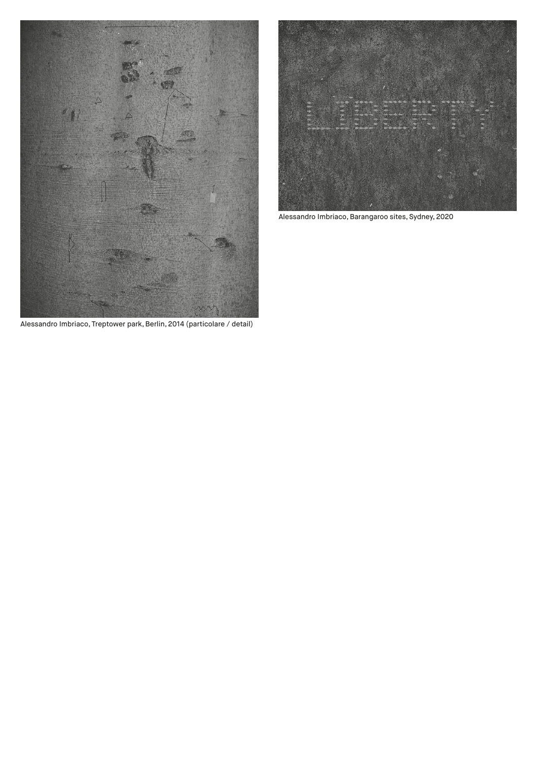Alessandro Imbriaco, Treptower park, Berlin, 2014 (particolare / detail)

Alessandro Imbriaco, Barangaroo sites, Sydney, 2020